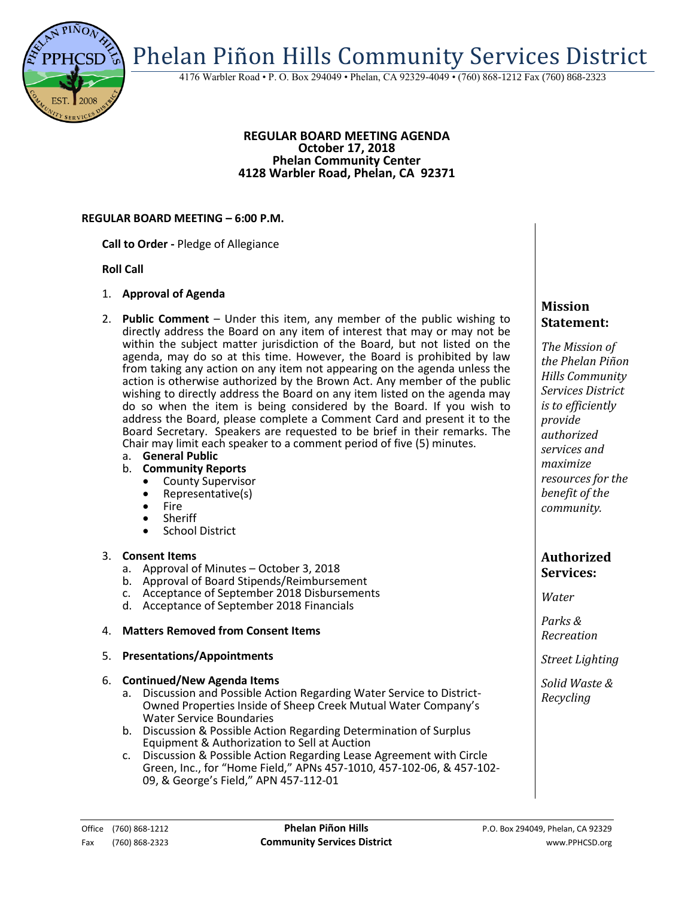# Phelan Piñon Hills Community Services District

4176 Warbler Road • P. O. Box 294049 • Phelan, CA 92329-4049 • (760) 868-1212 Fax (760) 868-2323

**REGULAR BOARD MEETING AGENDA**
**October 17, 2018**
**Phelan Community Center**
**4128 Warbler Road, Phelan, CA 92371**

**REGULAR BOARD MEETING – 6:00 P.M.**

**Call to Order -** Pledge of Allegiance

**Roll Call**

1. **Approval of Agenda**

2. **Public Comment** – Under this item, any member of the public wishing to directly address the Board on any item of interest that may or may not be within the subject matter jurisdiction of the Board, but not listed on the agenda, may do so at this time. However, the Board is prohibited by law from taking any action on any item not appearing on the agenda unless the action is otherwise authorized by the Brown Act. Any member of the public wishing to directly address the Board on any item listed on the agenda may do so when the item is being considered by the Board. If you wish to address the Board, please complete a Comment Card and present it to the Board Secretary. Speakers are requested to be brief in their remarks. The Chair may limit each speaker to a comment period of five (5) minutes.
   a. **General Public**
   b. **Community Reports**
      - County Supervisor
      - Representative(s)
      - Fire
      - Sheriff
      - School District

3. **Consent Items**
   a. Approval of Minutes – October 3, 2018
   b. Approval of Board Stipends/Reimbursement
   c. Acceptance of September 2018 Disbursements
   d. Acceptance of September 2018 Financials

4. **Matters Removed from Consent Items**

5. **Presentations/Appointments**

6. **Continued/New Agenda Items**
   a. Discussion and Possible Action Regarding Water Service to District-Owned Properties Inside of Sheep Creek Mutual Water Company's Water Service Boundaries
   b. Discussion & Possible Action Regarding Determination of Surplus Equipment & Authorization to Sell at Auction
   c. Discussion & Possible Action Regarding Lease Agreement with Circle Green, Inc., for "Home Field," APNs 457-1010, 457-102-06, & 457-102-09, & George's Field," APN 457-112-01

## Mission Statement:

*The Mission of the Phelan Piñon Hills Community Services District is to efficiently provide authorized services and maximize resources for the benefit of the community.*

## Authorized Services:

*Water*

*Parks & Recreation*

*Street Lighting*

*Solid Waste & Recycling*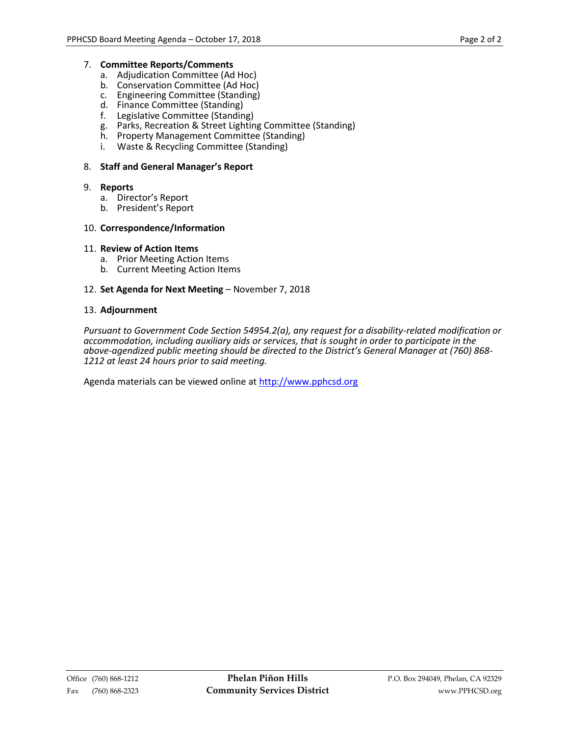7. **Committee Reports/Comments**
   a. Adjudication Committee (Ad Hoc)
   b. Conservation Committee (Ad Hoc)
   c. Engineering Committee (Standing)
   d. Finance Committee (Standing)
   f. Legislative Committee (Standing)
   g. Parks, Recreation & Street Lighting Committee (Standing)
   h. Property Management Committee (Standing)
   i. Waste & Recycling Committee (Standing)

8. **Staff and General Manager's Report**

9. **Reports**
   a. Director's Report
   b. President's Report

10. **Correspondence/Information**

11. **Review of Action Items**
    a. Prior Meeting Action Items
    b. Current Meeting Action Items

12. **Set Agenda for Next Meeting** – November 7, 2018

13. **Adjournment**

*Pursuant to Government Code Section 54954.2(a), any request for a disability-related modification or accommodation, including auxiliary aids or services, that is sought in order to participate in the above-agendized public meeting should be directed to the District's General Manager at (760) 868-1212 at least 24 hours prior to said meeting.*

Agenda materials can be viewed online at http://www.pphcsd.org

Office (760) 868-1212
Fax (760) 868-2323

**Phelan Piñon Hills Community Services District**

P.O. Box 294049, Phelan, CA 92329
www.PPHCSD.org